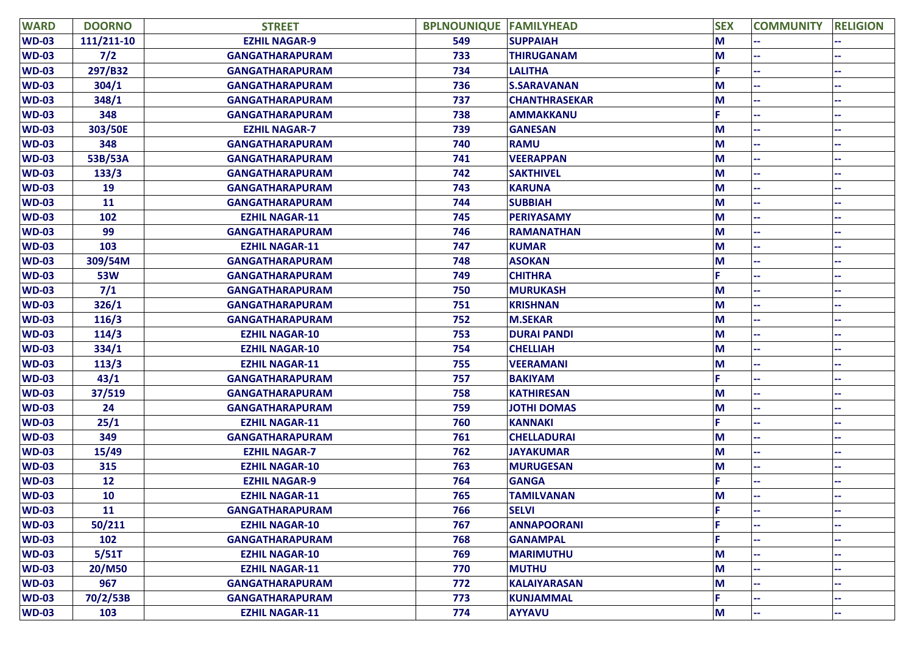| WARD | DOORNO | STREET | BPLNOUNIQUE | FAMILYHEAD | SEX | COMMUNITY | RELIGION |
|---|---|---|---|---|---|---|---|
| WD-03 | 111/211-10 | EZHIL NAGAR-9 | 549 | SUPPAIAH | M | -- | -- |
| WD-03 | 7/2 | GANGATHARAPURAM | 733 | THIRUGANAM | M | -- | -- |
| WD-03 | 297/B32 | GANGATHARAPURAM | 734 | LALITHA | F | -- | -- |
| WD-03 | 304/1 | GANGATHARAPURAM | 736 | S.SARAVANAN | M | -- | -- |
| WD-03 | 348/1 | GANGATHARAPURAM | 737 | CHANTHRASEKAR | M | -- | -- |
| WD-03 | 348 | GANGATHARAPURAM | 738 | AMMAKKANU | F | -- | -- |
| WD-03 | 303/50E | EZHIL NAGAR-7 | 739 | GANESAN | M | -- | -- |
| WD-03 | 348 | GANGATHARAPURAM | 740 | RAMU | M | -- | -- |
| WD-03 | 53B/53A | GANGATHARAPURAM | 741 | VEERAPPAN | M | -- | -- |
| WD-03 | 133/3 | GANGATHARAPURAM | 742 | SAKTHIVEL | M | -- | -- |
| WD-03 | 19 | GANGATHARAPURAM | 743 | KARUNA | M | -- | -- |
| WD-03 | 11 | GANGATHARAPURAM | 744 | SUBBIAH | M | -- | -- |
| WD-03 | 102 | EZHIL NAGAR-11 | 745 | PERIYASAMY | M | -- | -- |
| WD-03 | 99 | GANGATHARAPURAM | 746 | RAMANATHAN | M | -- | -- |
| WD-03 | 103 | EZHIL NAGAR-11 | 747 | KUMAR | M | -- | -- |
| WD-03 | 309/54M | GANGATHARAPURAM | 748 | ASOKAN | M | -- | -- |
| WD-03 | 53W | GANGATHARAPURAM | 749 | CHITHRA | F | -- | -- |
| WD-03 | 7/1 | GANGATHARAPURAM | 750 | MURUKASH | M | -- | -- |
| WD-03 | 326/1 | GANGATHARAPURAM | 751 | KRISHNAN | M | -- | -- |
| WD-03 | 116/3 | GANGATHARAPURAM | 752 | M.SEKAR | M | -- | -- |
| WD-03 | 114/3 | EZHIL NAGAR-10 | 753 | DURAI PANDI | M | -- | -- |
| WD-03 | 334/1 | EZHIL NAGAR-10 | 754 | CHELLIAH | M | -- | -- |
| WD-03 | 113/3 | EZHIL NAGAR-11 | 755 | VEERAMANI | M | -- | -- |
| WD-03 | 43/1 | GANGATHARAPURAM | 757 | BAKIYAM | F | -- | -- |
| WD-03 | 37/519 | GANGATHARAPURAM | 758 | KATHIRESAN | M | -- | -- |
| WD-03 | 24 | GANGATHARAPURAM | 759 | JOTHI DOMAS | M | -- | -- |
| WD-03 | 25/1 | EZHIL NAGAR-11 | 760 | KANNAKI | F | -- | -- |
| WD-03 | 349 | GANGATHARAPURAM | 761 | CHELLADURAI | M | -- | -- |
| WD-03 | 15/49 | EZHIL NAGAR-7 | 762 | JAYAKUMAR | M | -- | -- |
| WD-03 | 315 | EZHIL NAGAR-10 | 763 | MURUGESAN | M | -- | -- |
| WD-03 | 12 | EZHIL NAGAR-9 | 764 | GANGA | F | -- | -- |
| WD-03 | 10 | EZHIL NAGAR-11 | 765 | TAMILVANAN | M | -- | -- |
| WD-03 | 11 | GANGATHARAPURAM | 766 | SELVI | F | -- | -- |
| WD-03 | 50/211 | EZHIL NAGAR-10 | 767 | ANNAPOORANI | F | -- | -- |
| WD-03 | 102 | GANGATHARAPURAM | 768 | GANAMPAL | F | -- | -- |
| WD-03 | 5/51T | EZHIL NAGAR-10 | 769 | MARIMUTHU | M | -- | -- |
| WD-03 | 20/M50 | EZHIL NAGAR-11 | 770 | MUTHU | M | -- | -- |
| WD-03 | 967 | GANGATHARAPURAM | 772 | KALAIYARASAN | M | -- | -- |
| WD-03 | 70/2/53B | GANGATHARAPURAM | 773 | KUNJAMMAL | F | -- | -- |
| WD-03 | 103 | EZHIL NAGAR-11 | 774 | AYYAVU | M | -- | -- |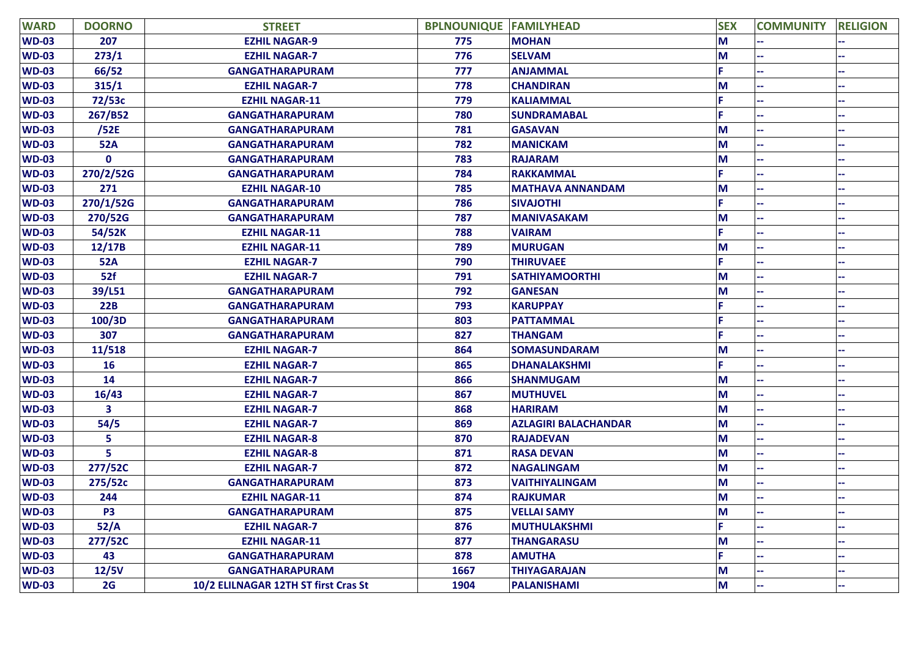| WARD | DOORNO | STREET | BPLNOUNIQUE | FAMILYHEAD | SEX | COMMUNITY | RELIGION |
|---|---|---|---|---|---|---|---|
| WD-03 | 207 | EZHIL NAGAR-9 | 775 | MOHAN | M | -- | -- |
| WD-03 | 273/1 | EZHIL NAGAR-7 | 776 | SELVAM | M | -- | -- |
| WD-03 | 66/52 | GANGATHARAPURAM | 777 | ANJAMMAL | F | -- | -- |
| WD-03 | 315/1 | EZHIL NAGAR-7 | 778 | CHANDIRAN | M | -- | -- |
| WD-03 | 72/53c | EZHIL NAGAR-11 | 779 | KALIAMMAL | F | -- | -- |
| WD-03 | 267/B52 | GANGATHARAPURAM | 780 | SUNDRAMABAL | F | -- | -- |
| WD-03 | /52E | GANGATHARAPURAM | 781 | GASAVAN | M | -- | -- |
| WD-03 | 52A | GANGATHARAPURAM | 782 | MANICKAM | M | -- | -- |
| WD-03 | 0 | GANGATHARAPURAM | 783 | RAJARAM | M | -- | -- |
| WD-03 | 270/2/52G | GANGATHARAPURAM | 784 | RAKKAMMAL | F | -- | -- |
| WD-03 | 271 | EZHIL NAGAR-10 | 785 | MATHAVA ANNANDAM | M | -- | -- |
| WD-03 | 270/1/52G | GANGATHARAPURAM | 786 | SIVAJOTHI | F | -- | -- |
| WD-03 | 270/52G | GANGATHARAPURAM | 787 | MANIVASAKAM | M | -- | -- |
| WD-03 | 54/52K | EZHIL NAGAR-11 | 788 | VAIRAM | F | -- | -- |
| WD-03 | 12/17B | EZHIL NAGAR-11 | 789 | MURUGAN | M | -- | -- |
| WD-03 | 52A | EZHIL NAGAR-7 | 790 | THIRUVAEE | F | -- | -- |
| WD-03 | 52f | EZHIL NAGAR-7 | 791 | SATHIYAMOORTHI | M | -- | -- |
| WD-03 | 39/L51 | GANGATHARAPURAM | 792 | GANESAN | M | -- | -- |
| WD-03 | 22B | GANGATHARAPURAM | 793 | KARUPPAY | F | -- | -- |
| WD-03 | 100/3D | GANGATHARAPURAM | 803 | PATTAMMAL | F | -- | -- |
| WD-03 | 307 | GANGATHARAPURAM | 827 | THANGAM | F | -- | -- |
| WD-03 | 11/518 | EZHIL NAGAR-7 | 864 | SOMASUNDARAM | M | -- | -- |
| WD-03 | 16 | EZHIL NAGAR-7 | 865 | DHANALAKSHMI | F | -- | -- |
| WD-03 | 14 | EZHIL NAGAR-7 | 866 | SHANMUGAM | M | -- | -- |
| WD-03 | 16/43 | EZHIL NAGAR-7 | 867 | MUTHUVEL | M | -- | -- |
| WD-03 | 3 | EZHIL NAGAR-7 | 868 | HARIRAM | M | -- | -- |
| WD-03 | 54/5 | EZHIL NAGAR-7 | 869 | AZLAGIRI BALACHANDAR | M | -- | -- |
| WD-03 | 5 | EZHIL NAGAR-8 | 870 | RAJADEVAN | M | -- | -- |
| WD-03 | 5 | EZHIL NAGAR-8 | 871 | RASA DEVAN | M | -- | -- |
| WD-03 | 277/52C | EZHIL NAGAR-7 | 872 | NAGALINGAM | M | -- | -- |
| WD-03 | 275/52c | GANGATHARAPURAM | 873 | VAITHIYALINGAM | M | -- | -- |
| WD-03 | 244 | EZHIL NAGAR-11 | 874 | RAJKUMAR | M | -- | -- |
| WD-03 | P3 | GANGATHARAPURAM | 875 | VELLAI SAMY | M | -- | -- |
| WD-03 | 52/A | EZHIL NAGAR-7 | 876 | MUTHULAKSHMI | F | -- | -- |
| WD-03 | 277/52C | EZHIL NAGAR-11 | 877 | THANGARASU | M | -- | -- |
| WD-03 | 43 | GANGATHARAPURAM | 878 | AMUTHA | F | -- | -- |
| WD-03 | 12/5V | GANGATHARAPURAM | 1667 | THIYAGARAJAN | M | -- | -- |
| WD-03 | 2G | 10/2 ELILNAGAR 12TH ST first Cras St | 1904 | PALANISHAMI | M | -- | -- |